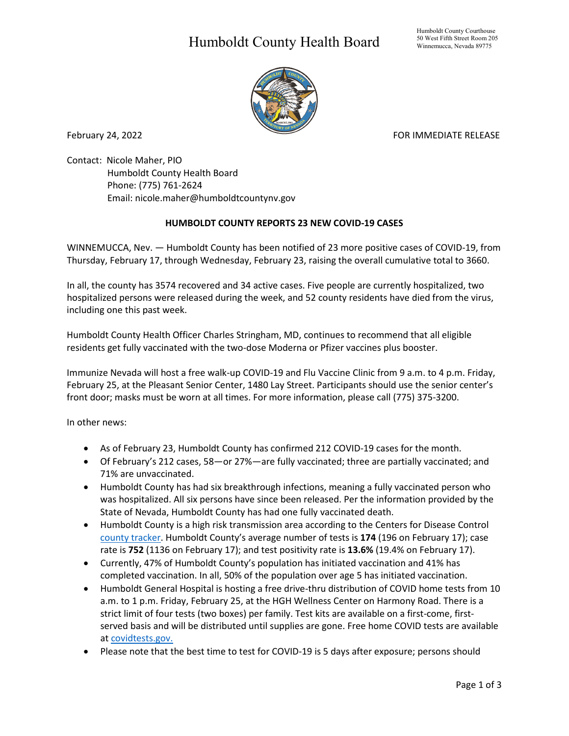# Humboldt County Health Board

Humboldt County Courthouse
50 West Fifth Street Room 205
Winnemucca, Nevada 89775

February 24, 2022

FOR IMMEDIATE RELEASE

Contact: Nicole Maher, PIO
Humboldt County Health Board
Phone: (775) 761-2624
Email: nicole.maher@humboldtcountynv.gov

**HUMBOLDT COUNTY REPORTS 23 NEW COVID-19 CASES**

WINNEMUCCA, Nev. — Humboldt County has been notified of 23 more positive cases of COVID-19, from Thursday, February 17, through Wednesday, February 23, raising the overall cumulative total to 3660.

In all, the county has 3574 recovered and 34 active cases. Five people are currently hospitalized, two hospitalized persons were released during the week, and 52 county residents have died from the virus, including one this past week.

Humboldt County Health Officer Charles Stringham, MD, continues to recommend that all eligible residents get fully vaccinated with the two-dose Moderna or Pfizer vaccines plus booster.

Immunize Nevada will host a free walk-up COVID-19 and Flu Vaccine Clinic from 9 a.m. to 4 p.m. Friday, February 25, at the Pleasant Senior Center, 1480 Lay Street. Participants should use the senior center's front door; masks must be worn at all times. For more information, please call (775) 375-3200.

In other news:

- As of February 23, Humboldt County has confirmed 212 COVID-19 cases for the month.
- Of February's 212 cases, 58—or 27%—are fully vaccinated; three are partially vaccinated; and 71% are unvaccinated.
- Humboldt County has had six breakthrough infections, meaning a fully vaccinated person who was hospitalized. All six persons have since been released. Per the information provided by the State of Nevada, Humboldt County has had one fully vaccinated death.
- Humboldt County is a high risk transmission area according to the Centers for Disease Control [county tracker](). Humboldt County's average number of tests is **174** (196 on February 17); case rate is **752** (1136 on February 17); and test positivity rate is **13.6%** (19.4% on February 17).
- Currently, 47% of Humboldt County's population has initiated vaccination and 41% has completed vaccination. In all, 50% of the population over age 5 has initiated vaccination.
- Humboldt General Hospital is hosting a free drive-thru distribution of COVID home tests from 10 a.m. to 1 p.m. Friday, February 25, at the HGH Wellness Center on Harmony Road. There is a strict limit of four tests (two boxes) per family. Test kits are available on a first-come, first-served basis and will be distributed until supplies are gone. Free home COVID tests are available at [covidtests.gov.]()
- Please note that the best time to test for COVID-19 is 5 days after exposure; persons should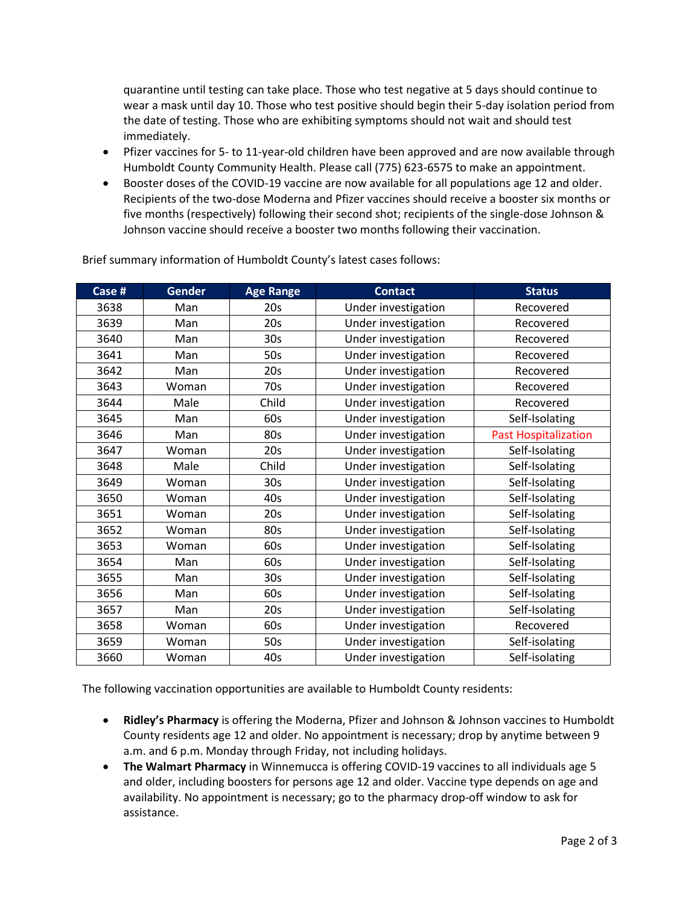quarantine until testing can take place. Those who test negative at 5 days should continue to wear a mask until day 10. Those who test positive should begin their 5-day isolation period from the date of testing. Those who are exhibiting symptoms should not wait and should test immediately.

- Pfizer vaccines for 5- to 11-year-old children have been approved and are now available through Humboldt County Community Health. Please call (775) 623-6575 to make an appointment.
- Booster doses of the COVID-19 vaccine are now available for all populations age 12 and older. Recipients of the two-dose Moderna and Pfizer vaccines should receive a booster six months or five months (respectively) following their second shot; recipients of the single-dose Johnson & Johnson vaccine should receive a booster two months following their vaccination.

Brief summary information of Humboldt County's latest cases follows:

| Case # | Gender | Age Range | Contact | Status |
|---|---|---|---|---|
| 3638 | Man | 20s | Under investigation | Recovered |
| 3639 | Man | 20s | Under investigation | Recovered |
| 3640 | Man | 30s | Under investigation | Recovered |
| 3641 | Man | 50s | Under investigation | Recovered |
| 3642 | Man | 20s | Under investigation | Recovered |
| 3643 | Woman | 70s | Under investigation | Recovered |
| 3644 | Male | Child | Under investigation | Recovered |
| 3645 | Man | 60s | Under investigation | Self-Isolating |
| 3646 | Man | 80s | Under investigation | Past Hospitalization |
| 3647 | Woman | 20s | Under investigation | Self-Isolating |
| 3648 | Male | Child | Under investigation | Self-Isolating |
| 3649 | Woman | 30s | Under investigation | Self-Isolating |
| 3650 | Woman | 40s | Under investigation | Self-Isolating |
| 3651 | Woman | 20s | Under investigation | Self-Isolating |
| 3652 | Woman | 80s | Under investigation | Self-Isolating |
| 3653 | Woman | 60s | Under investigation | Self-Isolating |
| 3654 | Man | 60s | Under investigation | Self-Isolating |
| 3655 | Man | 30s | Under investigation | Self-Isolating |
| 3656 | Man | 60s | Under investigation | Self-Isolating |
| 3657 | Man | 20s | Under investigation | Self-Isolating |
| 3658 | Woman | 60s | Under investigation | Recovered |
| 3659 | Woman | 50s | Under investigation | Self-isolating |
| 3660 | Woman | 40s | Under investigation | Self-isolating |

The following vaccination opportunities are available to Humboldt County residents:

- **Ridley's Pharmacy** is offering the Moderna, Pfizer and Johnson & Johnson vaccines to Humboldt County residents age 12 and older. No appointment is necessary; drop by anytime between 9 a.m. and 6 p.m. Monday through Friday, not including holidays.
- **The Walmart Pharmacy** in Winnemucca is offering COVID-19 vaccines to all individuals age 5 and older, including boosters for persons age 12 and older. Vaccine type depends on age and availability. No appointment is necessary; go to the pharmacy drop-off window to ask for assistance.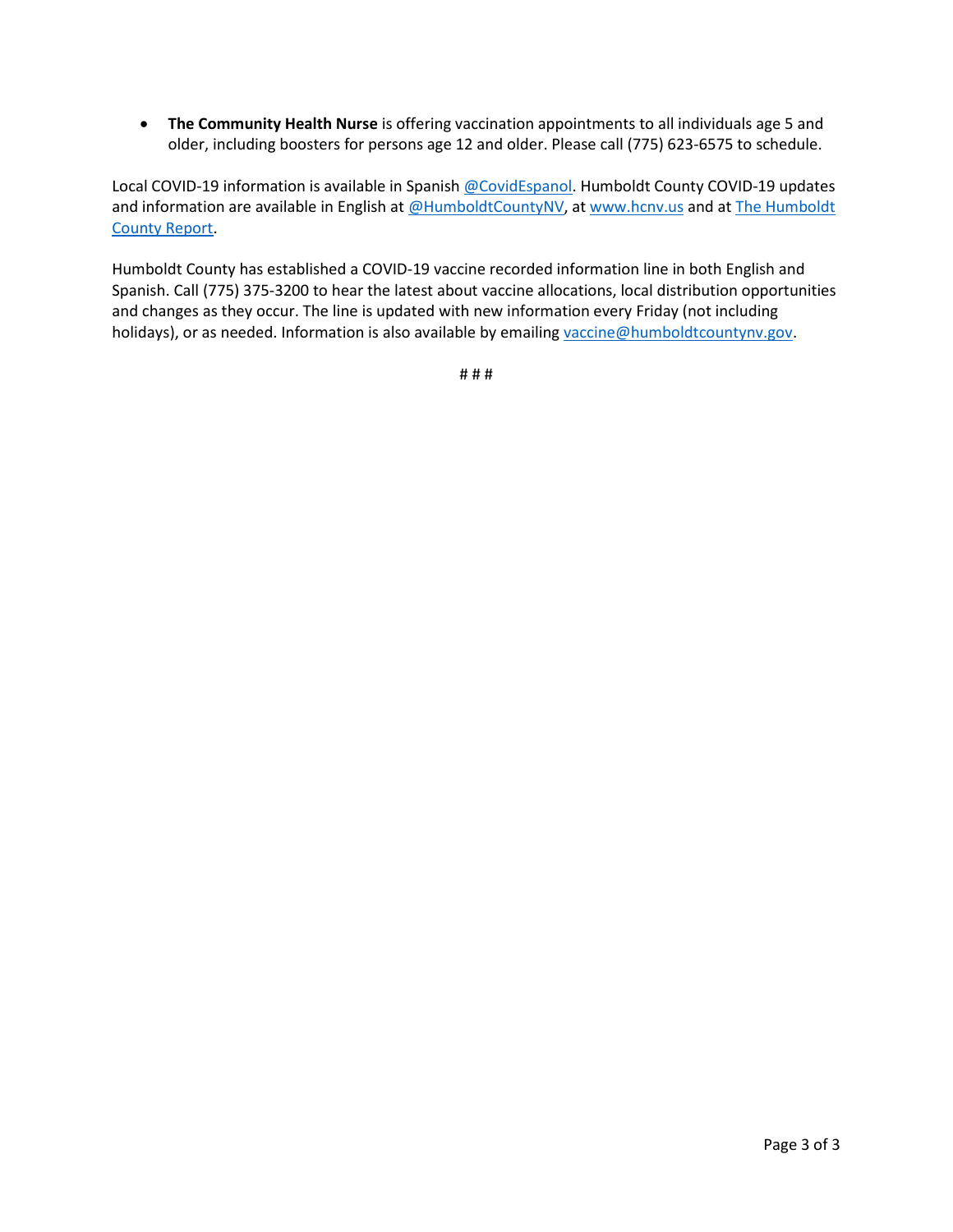- **The Community Health Nurse** is offering vaccination appointments to all individuals age 5 and older, including boosters for persons age 12 and older. Please call (775) 623-6575 to schedule.

Local COVID-19 information is available in Spanish @CovidEspanol. Humboldt County COVID-19 updates and information are available in English at @HumboldtCountyNV, at www.hcnv.us and at The Humboldt County Report.

Humboldt County has established a COVID-19 vaccine recorded information line in both English and Spanish. Call (775) 375-3200 to hear the latest about vaccine allocations, local distribution opportunities and changes as they occur. The line is updated with new information every Friday (not including holidays), or as needed. Information is also available by emailing vaccine@humboldtcountynv.gov.

# # #